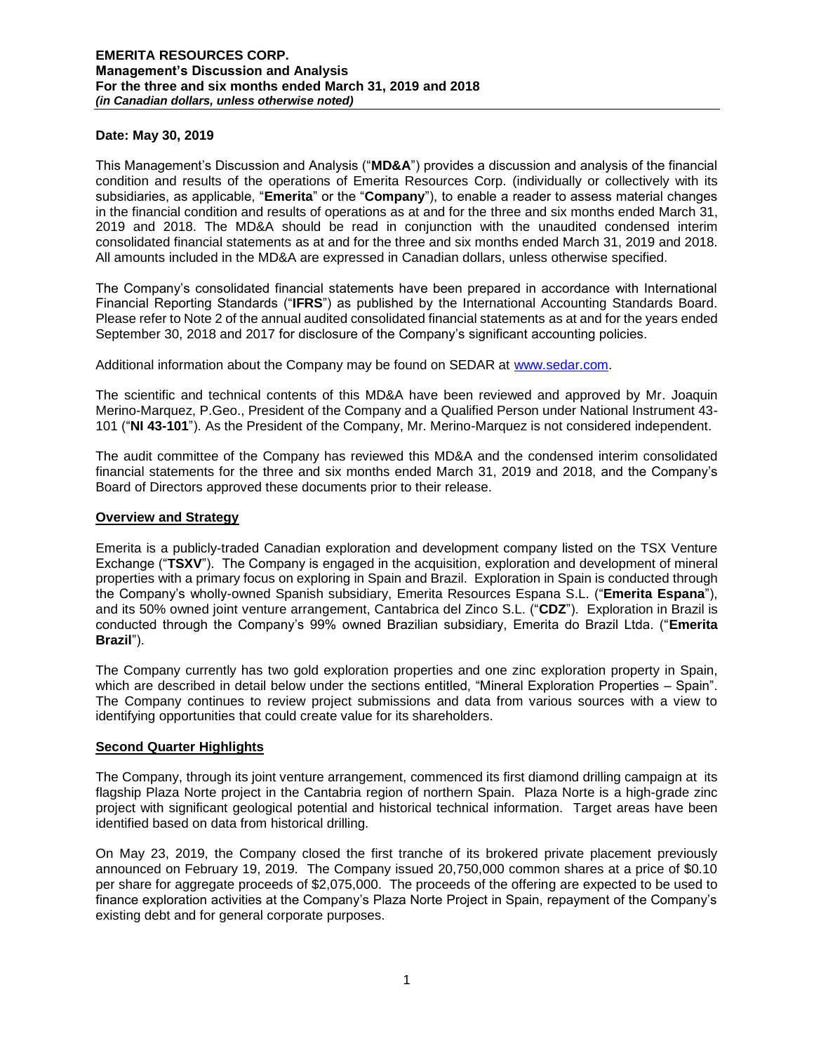**Date: May 30, 2019**

This Management's Discussion and Analysis ("**MD&A**") provides a discussion and analysis of the financial condition and results of the operations of Emerita Resources Corp. (individually or collectively with its subsidiaries, as applicable, "**Emerita**" or the "**Company**"), to enable a reader to assess material changes in the financial condition and results of operations as at and for the three and six months ended March 31, 2019 and 2018. The MD&A should be read in conjunction with the unaudited condensed interim consolidated financial statements as at and for the three and six months ended March 31, 2019 and 2018. All amounts included in the MD&A are expressed in Canadian dollars, unless otherwise specified.

The Company's consolidated financial statements have been prepared in accordance with International Financial Reporting Standards ("**IFRS**") as published by the International Accounting Standards Board. Please refer to Note 2 of the annual audited consolidated financial statements as at and for the years ended September 30, 2018 and 2017 for disclosure of the Company's significant accounting policies.

Additional information about the Company may be found on SEDAR at www.sedar.com.

The scientific and technical contents of this MD&A have been reviewed and approved by Mr. Joaquin Merino-Marquez, P.Geo., President of the Company and a Qualified Person under National Instrument 43-101 ("**NI 43-101**"). As the President of the Company, Mr. Merino-Marquez is not considered independent.

The audit committee of the Company has reviewed this MD&A and the condensed interim consolidated financial statements for the three and six months ended March 31, 2019 and 2018, and the Company's Board of Directors approved these documents prior to their release.

## Overview and Strategy

Emerita is a publicly-traded Canadian exploration and development company listed on the TSX Venture Exchange ("**TSXV**"). The Company is engaged in the acquisition, exploration and development of mineral properties with a primary focus on exploring in Spain and Brazil. Exploration in Spain is conducted through the Company's wholly-owned Spanish subsidiary, Emerita Resources Espana S.L. ("**Emerita Espana**"), and its 50% owned joint venture arrangement, Cantabrica del Zinco S.L. ("**CDZ**"). Exploration in Brazil is conducted through the Company's 99% owned Brazilian subsidiary, Emerita do Brazil Ltda. ("**Emerita Brazil**").

The Company currently has two gold exploration properties and one zinc exploration property in Spain, which are described in detail below under the sections entitled, "Mineral Exploration Properties – Spain". The Company continues to review project submissions and data from various sources with a view to identifying opportunities that could create value for its shareholders.

## Second Quarter Highlights

The Company, through its joint venture arrangement, commenced its first diamond drilling campaign at its flagship Plaza Norte project in the Cantabria region of northern Spain. Plaza Norte is a high-grade zinc project with significant geological potential and historical technical information. Target areas have been identified based on data from historical drilling.

On May 23, 2019, the Company closed the first tranche of its brokered private placement previously announced on February 19, 2019. The Company issued 20,750,000 common shares at a price of $0.10 per share for aggregate proceeds of $2,075,000. The proceeds of the offering are expected to be used to finance exploration activities at the Company's Plaza Norte Project in Spain, repayment of the Company's existing debt and for general corporate purposes.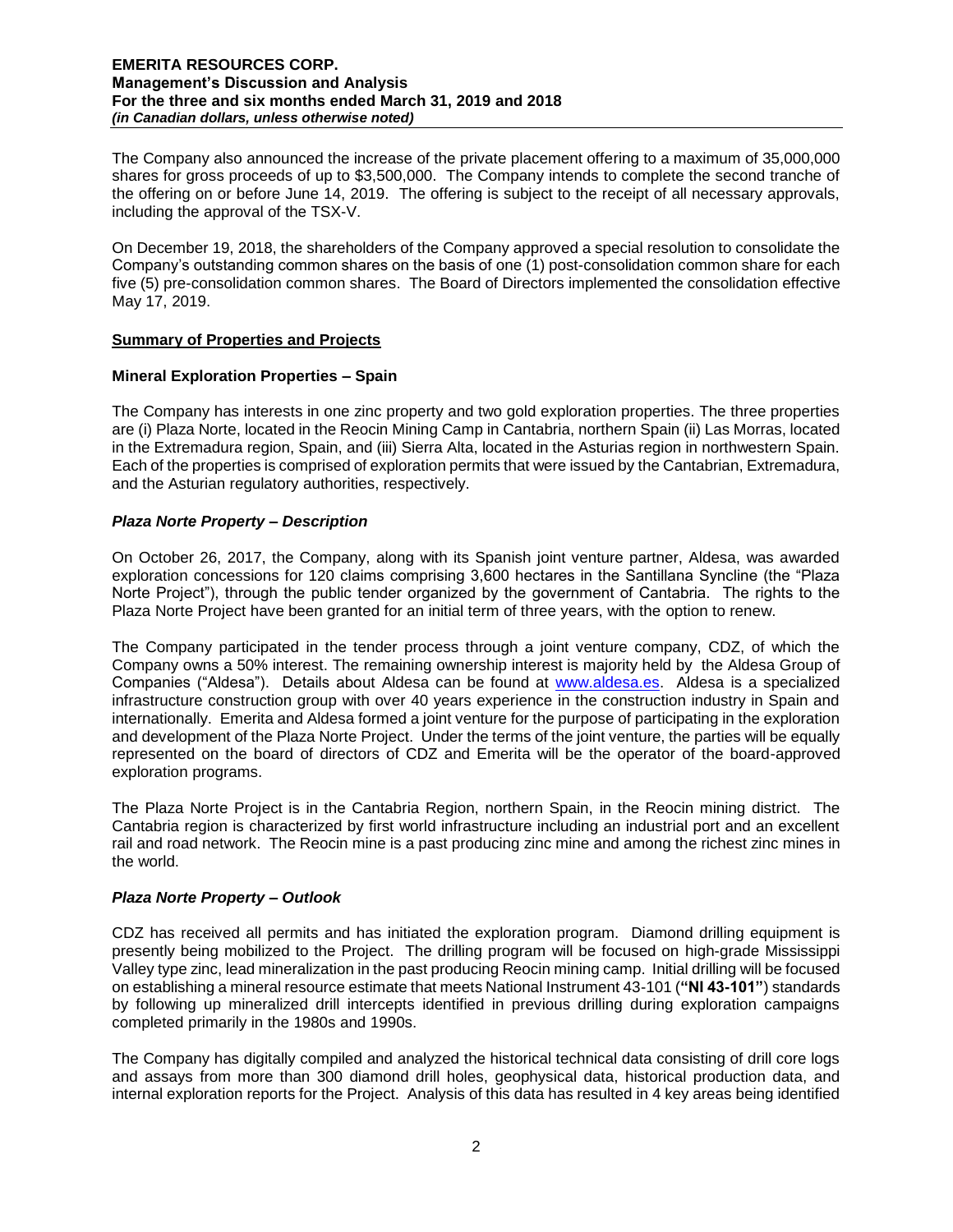The Company also announced the increase of the private placement offering to a maximum of 35,000,000 shares for gross proceeds of up to \$3,500,000. The Company intends to complete the second tranche of the offering on or before June 14, 2019. The offering is subject to the receipt of all necessary approvals, including the approval of the TSX-V.

On December 19, 2018, the shareholders of the Company approved a special resolution to consolidate the Company's outstanding common shares on the basis of one (1) post-consolidation common share for each five (5) pre-consolidation common shares. The Board of Directors implemented the consolidation effective May 17, 2019.

## Summary of Properties and Projects

### Mineral Exploration Properties – Spain

The Company has interests in one zinc property and two gold exploration properties. The three properties are (i) Plaza Norte, located in the Reocin Mining Camp in Cantabria, northern Spain (ii) Las Morras, located in the Extremadura region, Spain, and (iii) Sierra Alta, located in the Asturias region in northwestern Spain. Each of the properties is comprised of exploration permits that were issued by the Cantabrian, Extremadura, and the Asturian regulatory authorities, respectively.

### *Plaza Norte Property – Description*

On October 26, 2017, the Company, along with its Spanish joint venture partner, Aldesa, was awarded exploration concessions for 120 claims comprising 3,600 hectares in the Santillana Syncline (the "Plaza Norte Project"), through the public tender organized by the government of Cantabria. The rights to the Plaza Norte Project have been granted for an initial term of three years, with the option to renew.

The Company participated in the tender process through a joint venture company, CDZ, of which the Company owns a 50% interest. The remaining ownership interest is majority held by the Aldesa Group of Companies ("Aldesa"). Details about Aldesa can be found at www.aldesa.es. Aldesa is a specialized infrastructure construction group with over 40 years experience in the construction industry in Spain and internationally. Emerita and Aldesa formed a joint venture for the purpose of participating in the exploration and development of the Plaza Norte Project. Under the terms of the joint venture, the parties will be equally represented on the board of directors of CDZ and Emerita will be the operator of the board-approved exploration programs.

The Plaza Norte Project is in the Cantabria Region, northern Spain, in the Reocin mining district. The Cantabria region is characterized by first world infrastructure including an industrial port and an excellent rail and road network. The Reocin mine is a past producing zinc mine and among the richest zinc mines in the world.

### *Plaza Norte Property – Outlook*

CDZ has received all permits and has initiated the exploration program. Diamond drilling equipment is presently being mobilized to the Project. The drilling program will be focused on high-grade Mississippi Valley type zinc, lead mineralization in the past producing Reocin mining camp. Initial drilling will be focused on establishing a mineral resource estimate that meets National Instrument 43-101 (**"NI 43-101"**) standards by following up mineralized drill intercepts identified in previous drilling during exploration campaigns completed primarily in the 1980s and 1990s.

The Company has digitally compiled and analyzed the historical technical data consisting of drill core logs and assays from more than 300 diamond drill holes, geophysical data, historical production data, and internal exploration reports for the Project. Analysis of this data has resulted in 4 key areas being identified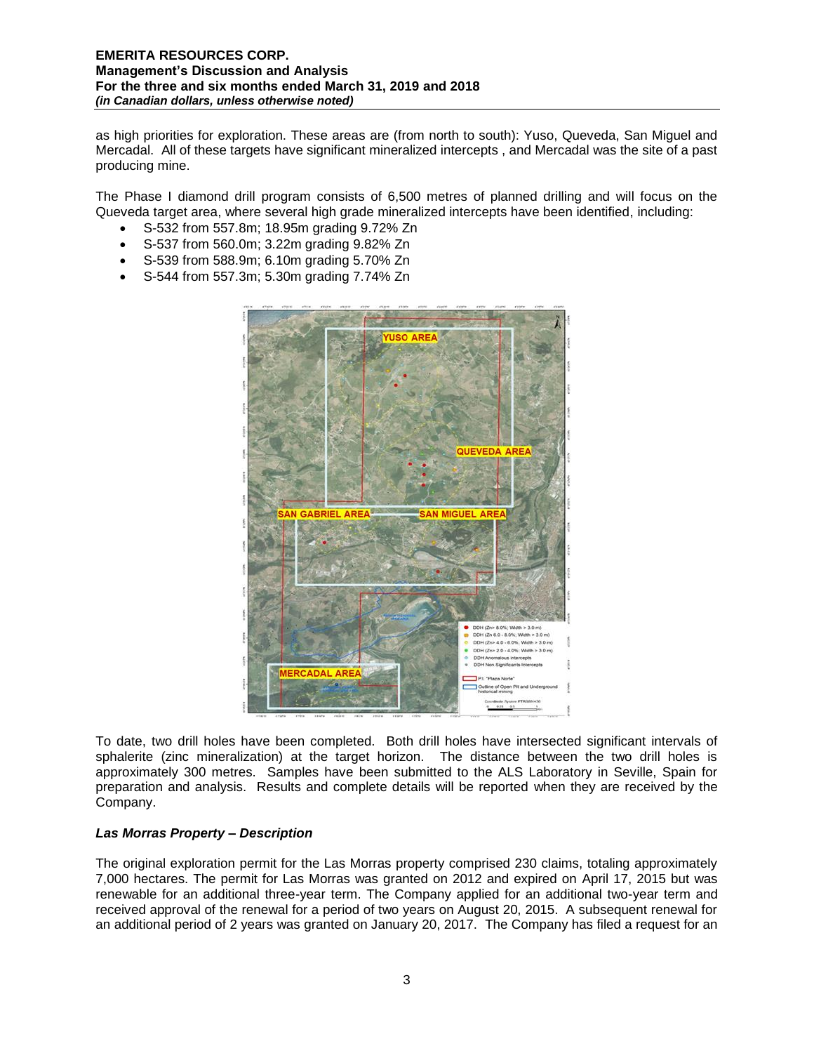as high priorities for exploration. These areas are (from north to south): Yuso, Queveda, San Miguel and Mercadal. All of these targets have significant mineralized intercepts , and Mercadal was the site of a past producing mine.

The Phase I diamond drill program consists of 6,500 metres of planned drilling and will focus on the Queveda target area, where several high grade mineralized intercepts have been identified, including:

- S-532 from 557.8m; 18.95m grading 9.72% Zn
- S-537 from 560.0m; 3.22m grading 9.82% Zn
- S-539 from 588.9m; 6.10m grading 5.70% Zn
- S-544 from 557.3m; 5.30m grading 7.74% Zn

To date, two drill holes have been completed. Both drill holes have intersected significant intervals of sphalerite (zinc mineralization) at the target horizon. The distance between the two drill holes is approximately 300 metres. Samples have been submitted to the ALS Laboratory in Seville, Spain for preparation and analysis. Results and complete details will be reported when they are received by the Company.

### *Las Morras Property – Description*

The original exploration permit for the Las Morras property comprised 230 claims, totaling approximately 7,000 hectares. The permit for Las Morras was granted on 2012 and expired on April 17, 2015 but was renewable for an additional three-year term. The Company applied for an additional two-year term and received approval of the renewal for a period of two years on August 20, 2015. A subsequent renewal for an additional period of 2 years was granted on January 20, 2017. The Company has filed a request for an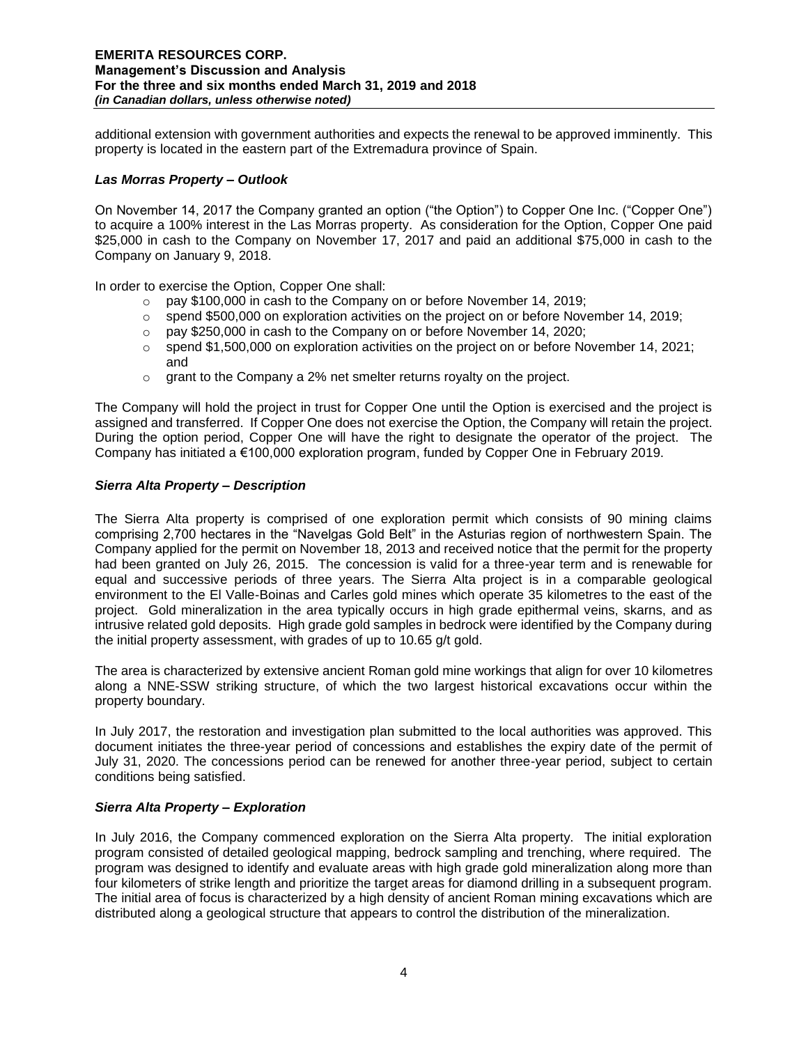additional extension with government authorities and expects the renewal to be approved imminently. This property is located in the eastern part of the Extremadura province of Spain.

### *Las Morras Property – Outlook*

On November 14, 2017 the Company granted an option ("the Option") to Copper One Inc. ("Copper One") to acquire a 100% interest in the Las Morras property. As consideration for the Option, Copper One paid $25,000 in cash to the Company on November 17, 2017 and paid an additional $75,000 in cash to the Company on January 9, 2018.

In order to exercise the Option, Copper One shall:

- pay $100,000 in cash to the Company on or before November 14, 2019;
- spend $500,000 on exploration activities on the project on or before November 14, 2019;
- pay $250,000 in cash to the Company on or before November 14, 2020;
- spend $1,500,000 on exploration activities on the project on or before November 14, 2021; and
- grant to the Company a 2% net smelter returns royalty on the project.

The Company will hold the project in trust for Copper One until the Option is exercised and the project is assigned and transferred. If Copper One does not exercise the Option, the Company will retain the project. During the option period, Copper One will have the right to designate the operator of the project. The Company has initiated a €100,000 exploration program, funded by Copper One in February 2019.

### *Sierra Alta Property – Description*

The Sierra Alta property is comprised of one exploration permit which consists of 90 mining claims comprising 2,700 hectares in the "Navelgas Gold Belt" in the Asturias region of northwestern Spain. The Company applied for the permit on November 18, 2013 and received notice that the permit for the property had been granted on July 26, 2015. The concession is valid for a three-year term and is renewable for equal and successive periods of three years. The Sierra Alta project is in a comparable geological environment to the El Valle-Boinas and Carles gold mines which operate 35 kilometres to the east of the project. Gold mineralization in the area typically occurs in high grade epithermal veins, skarns, and as intrusive related gold deposits. High grade gold samples in bedrock were identified by the Company during the initial property assessment, with grades of up to 10.65 g/t gold.

The area is characterized by extensive ancient Roman gold mine workings that align for over 10 kilometres along a NNE-SSW striking structure, of which the two largest historical excavations occur within the property boundary.

In July 2017, the restoration and investigation plan submitted to the local authorities was approved. This document initiates the three-year period of concessions and establishes the expiry date of the permit of July 31, 2020. The concessions period can be renewed for another three-year period, subject to certain conditions being satisfied.

### *Sierra Alta Property – Exploration*

In July 2016, the Company commenced exploration on the Sierra Alta property. The initial exploration program consisted of detailed geological mapping, bedrock sampling and trenching, where required. The program was designed to identify and evaluate areas with high grade gold mineralization along more than four kilometers of strike length and prioritize the target areas for diamond drilling in a subsequent program. The initial area of focus is characterized by a high density of ancient Roman mining excavations which are distributed along a geological structure that appears to control the distribution of the mineralization.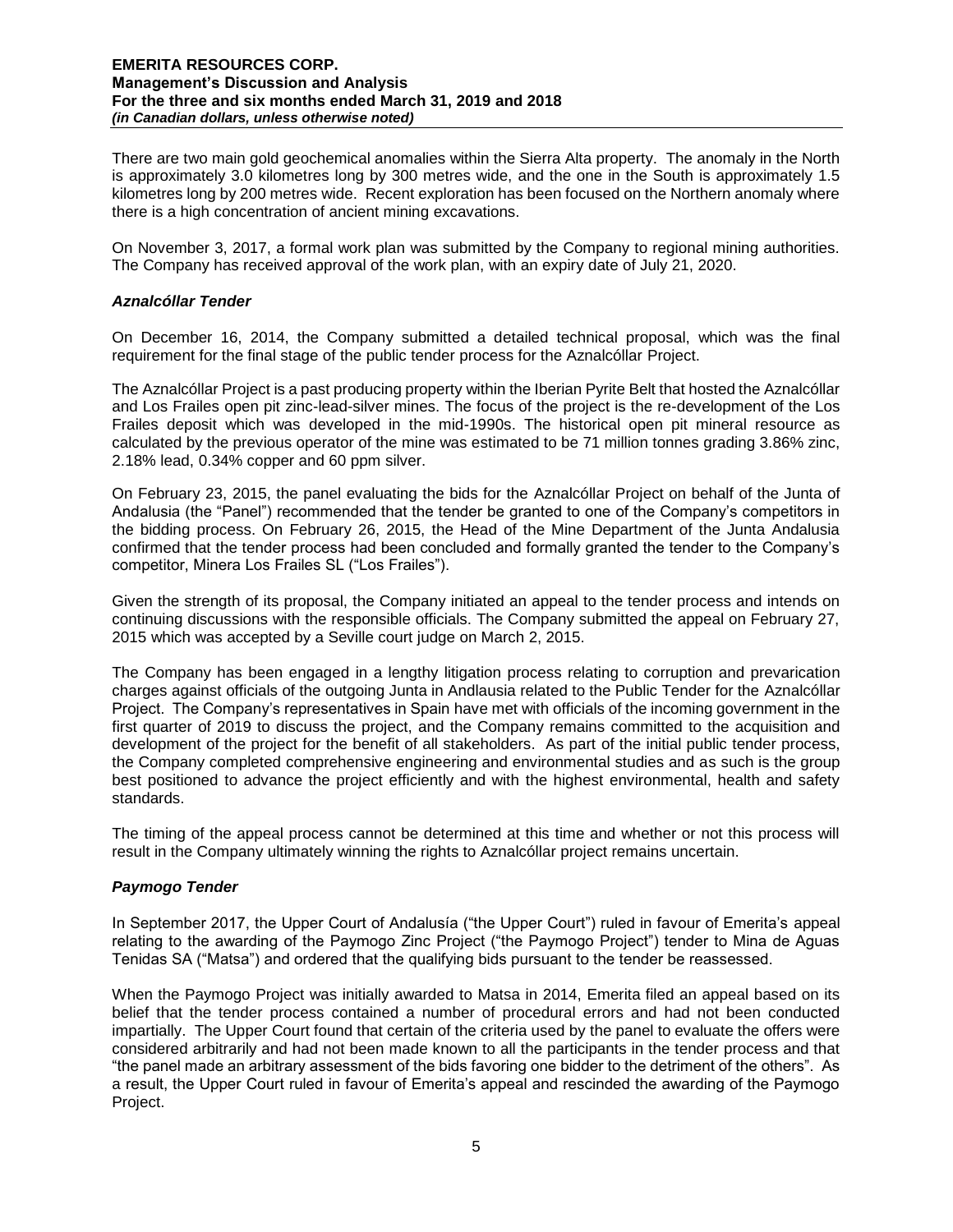There are two main gold geochemical anomalies within the Sierra Alta property. The anomaly in the North is approximately 3.0 kilometres long by 300 metres wide, and the one in the South is approximately 1.5 kilometres long by 200 metres wide. Recent exploration has been focused on the Northern anomaly where there is a high concentration of ancient mining excavations.

On November 3, 2017, a formal work plan was submitted by the Company to regional mining authorities. The Company has received approval of the work plan, with an expiry date of July 21, 2020.

### *Aznalcóllar Tender*

On December 16, 2014, the Company submitted a detailed technical proposal, which was the final requirement for the final stage of the public tender process for the Aznalcóllar Project.

The Aznalcóllar Project is a past producing property within the Iberian Pyrite Belt that hosted the Aznalcóllar and Los Frailes open pit zinc-lead-silver mines. The focus of the project is the re-development of the Los Frailes deposit which was developed in the mid-1990s. The historical open pit mineral resource as calculated by the previous operator of the mine was estimated to be 71 million tonnes grading 3.86% zinc, 2.18% lead, 0.34% copper and 60 ppm silver.

On February 23, 2015, the panel evaluating the bids for the Aznalcóllar Project on behalf of the Junta of Andalusia (the "Panel") recommended that the tender be granted to one of the Company's competitors in the bidding process. On February 26, 2015, the Head of the Mine Department of the Junta Andalusia confirmed that the tender process had been concluded and formally granted the tender to the Company's competitor, Minera Los Frailes SL ("Los Frailes").

Given the strength of its proposal, the Company initiated an appeal to the tender process and intends on continuing discussions with the responsible officials. The Company submitted the appeal on February 27, 2015 which was accepted by a Seville court judge on March 2, 2015.

The Company has been engaged in a lengthy litigation process relating to corruption and prevarication charges against officials of the outgoing Junta in Andlausia related to the Public Tender for the Aznalcóllar Project. The Company's representatives in Spain have met with officials of the incoming government in the first quarter of 2019 to discuss the project, and the Company remains committed to the acquisition and development of the project for the benefit of all stakeholders. As part of the initial public tender process, the Company completed comprehensive engineering and environmental studies and as such is the group best positioned to advance the project efficiently and with the highest environmental, health and safety standards.

The timing of the appeal process cannot be determined at this time and whether or not this process will result in the Company ultimately winning the rights to Aznalcóllar project remains uncertain.

### *Paymogo Tender*

In September 2017, the Upper Court of Andalusía ("the Upper Court") ruled in favour of Emerita's appeal relating to the awarding of the Paymogo Zinc Project ("the Paymogo Project") tender to Mina de Aguas Tenidas SA ("Matsa") and ordered that the qualifying bids pursuant to the tender be reassessed.

When the Paymogo Project was initially awarded to Matsa in 2014, Emerita filed an appeal based on its belief that the tender process contained a number of procedural errors and had not been conducted impartially. The Upper Court found that certain of the criteria used by the panel to evaluate the offers were considered arbitrarily and had not been made known to all the participants in the tender process and that "the panel made an arbitrary assessment of the bids favoring one bidder to the detriment of the others". As a result, the Upper Court ruled in favour of Emerita's appeal and rescinded the awarding of the Paymogo Project.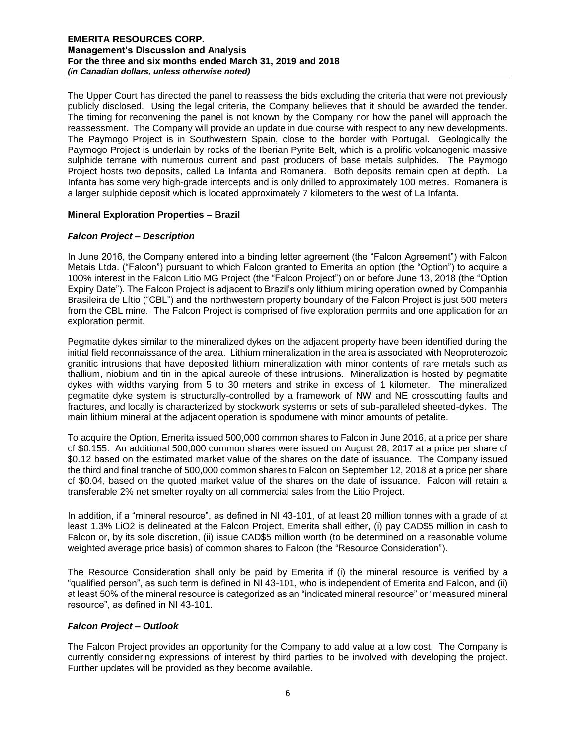The Upper Court has directed the panel to reassess the bids excluding the criteria that were not previously publicly disclosed. Using the legal criteria, the Company believes that it should be awarded the tender. The timing for reconvening the panel is not known by the Company nor how the panel will approach the reassessment. The Company will provide an update in due course with respect to any new developments. The Paymogo Project is in Southwestern Spain, close to the border with Portugal. Geologically the Paymogo Project is underlain by rocks of the Iberian Pyrite Belt, which is a prolific volcanogenic massive sulphide terrane with numerous current and past producers of base metals sulphides. The Paymogo Project hosts two deposits, called La Infanta and Romanera. Both deposits remain open at depth. La Infanta has some very high-grade intercepts and is only drilled to approximately 100 metres. Romanera is a larger sulphide deposit which is located approximately 7 kilometers to the west of La Infanta.

## Mineral Exploration Properties – Brazil

### *Falcon Project – Description*

In June 2016, the Company entered into a binding letter agreement (the "Falcon Agreement") with Falcon Metais Ltda. ("Falcon") pursuant to which Falcon granted to Emerita an option (the "Option") to acquire a 100% interest in the Falcon Litio MG Project (the "Falcon Project") on or before June 13, 2018 (the "Option Expiry Date"). The Falcon Project is adjacent to Brazil's only lithium mining operation owned by Companhia Brasileira de Lítio ("CBL") and the northwestern property boundary of the Falcon Project is just 500 meters from the CBL mine. The Falcon Project is comprised of five exploration permits and one application for an exploration permit.

Pegmatite dykes similar to the mineralized dykes on the adjacent property have been identified during the initial field reconnaissance of the area. Lithium mineralization in the area is associated with Neoproterozoic granitic intrusions that have deposited lithium mineralization with minor contents of rare metals such as thallium, niobium and tin in the apical aureole of these intrusions. Mineralization is hosted by pegmatite dykes with widths varying from 5 to 30 meters and strike in excess of 1 kilometer. The mineralized pegmatite dyke system is structurally-controlled by a framework of NW and NE crosscutting faults and fractures, and locally is characterized by stockwork systems or sets of sub-paralleled sheeted-dykes. The main lithium mineral at the adjacent operation is spodumene with minor amounts of petalite.

To acquire the Option, Emerita issued 500,000 common shares to Falcon in June 2016, at a price per share of $0.155. An additional 500,000 common shares were issued on August 28, 2017 at a price per share of $0.12 based on the estimated market value of the shares on the date of issuance. The Company issued the third and final tranche of 500,000 common shares to Falcon on September 12, 2018 at a price per share of $0.04, based on the quoted market value of the shares on the date of issuance. Falcon will retain a transferable 2% net smelter royalty on all commercial sales from the Litio Project.

In addition, if a "mineral resource", as defined in NI 43-101, of at least 20 million tonnes with a grade of at least 1.3% LiO2 is delineated at the Falcon Project, Emerita shall either, (i) pay CAD$5 million in cash to Falcon or, by its sole discretion, (ii) issue CAD$5 million worth (to be determined on a reasonable volume weighted average price basis) of common shares to Falcon (the "Resource Consideration").

The Resource Consideration shall only be paid by Emerita if (i) the mineral resource is verified by a "qualified person", as such term is defined in NI 43-101, who is independent of Emerita and Falcon, and (ii) at least 50% of the mineral resource is categorized as an "indicated mineral resource" or "measured mineral resource", as defined in NI 43-101.

### *Falcon Project – Outlook*

The Falcon Project provides an opportunity for the Company to add value at a low cost. The Company is currently considering expressions of interest by third parties to be involved with developing the project. Further updates will be provided as they become available.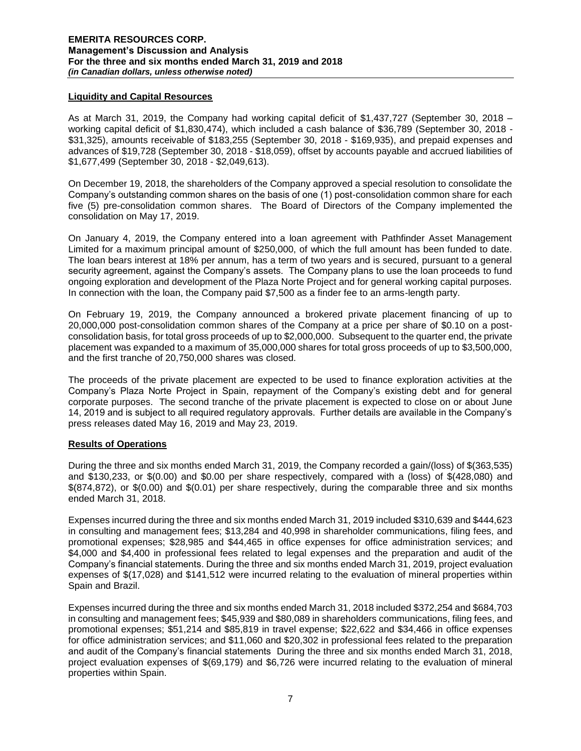## Liquidity and Capital Resources

As at March 31, 2019, the Company had working capital deficit of $1,437,727 (September 30, 2018 – working capital deficit of $1,830,474), which included a cash balance of $36,789 (September 30, 2018 - $31,325), amounts receivable of $183,255 (September 30, 2018 - $169,935), and prepaid expenses and advances of $19,728 (September 30, 2018 - $18,059), offset by accounts payable and accrued liabilities of $1,677,499 (September 30, 2018 - $2,049,613).

On December 19, 2018, the shareholders of the Company approved a special resolution to consolidate the Company's outstanding common shares on the basis of one (1) post-consolidation common share for each five (5) pre-consolidation common shares. The Board of Directors of the Company implemented the consolidation on May 17, 2019.

On January 4, 2019, the Company entered into a loan agreement with Pathfinder Asset Management Limited for a maximum principal amount of $250,000, of which the full amount has been funded to date. The loan bears interest at 18% per annum, has a term of two years and is secured, pursuant to a general security agreement, against the Company's assets. The Company plans to use the loan proceeds to fund ongoing exploration and development of the Plaza Norte Project and for general working capital purposes. In connection with the loan, the Company paid $7,500 as a finder fee to an arms-length party.

On February 19, 2019, the Company announced a brokered private placement financing of up to 20,000,000 post-consolidation common shares of the Company at a price per share of $0.10 on a post-consolidation basis, for total gross proceeds of up to $2,000,000. Subsequent to the quarter end, the private placement was expanded to a maximum of 35,000,000 shares for total gross proceeds of up to $3,500,000, and the first tranche of 20,750,000 shares was closed.

The proceeds of the private placement are expected to be used to finance exploration activities at the Company's Plaza Norte Project in Spain, repayment of the Company's existing debt and for general corporate purposes. The second tranche of the private placement is expected to close on or about June 14, 2019 and is subject to all required regulatory approvals. Further details are available in the Company's press releases dated May 16, 2019 and May 23, 2019.

## Results of Operations

During the three and six months ended March 31, 2019, the Company recorded a gain/(loss) of $(363,535) and $130,233, or $(0.00) and $0.00 per share respectively, compared with a (loss) of $(428,080) and $(874,872), or $(0.00) and $(0.01) per share respectively, during the comparable three and six months ended March 31, 2018.

Expenses incurred during the three and six months ended March 31, 2019 included $310,639 and $444,623 in consulting and management fees; $13,284 and 40,998 in shareholder communications, filing fees, and promotional expenses; $28,985 and $44,465 in office expenses for office administration services; and $4,000 and $4,400 in professional fees related to legal expenses and the preparation and audit of the Company's financial statements. During the three and six months ended March 31, 2019, project evaluation expenses of $(17,028) and $141,512 were incurred relating to the evaluation of mineral properties within Spain and Brazil.

Expenses incurred during the three and six months ended March 31, 2018 included $372,254 and $684,703 in consulting and management fees; $45,939 and $80,089 in shareholders communications, filing fees, and promotional expenses; $51,214 and $85,819 in travel expense; $22,622 and $34,466 in office expenses for office administration services; and $11,060 and $20,302 in professional fees related to the preparation and audit of the Company's financial statements During the three and six months ended March 31, 2018, project evaluation expenses of $(69,179) and $6,726 were incurred relating to the evaluation of mineral properties within Spain.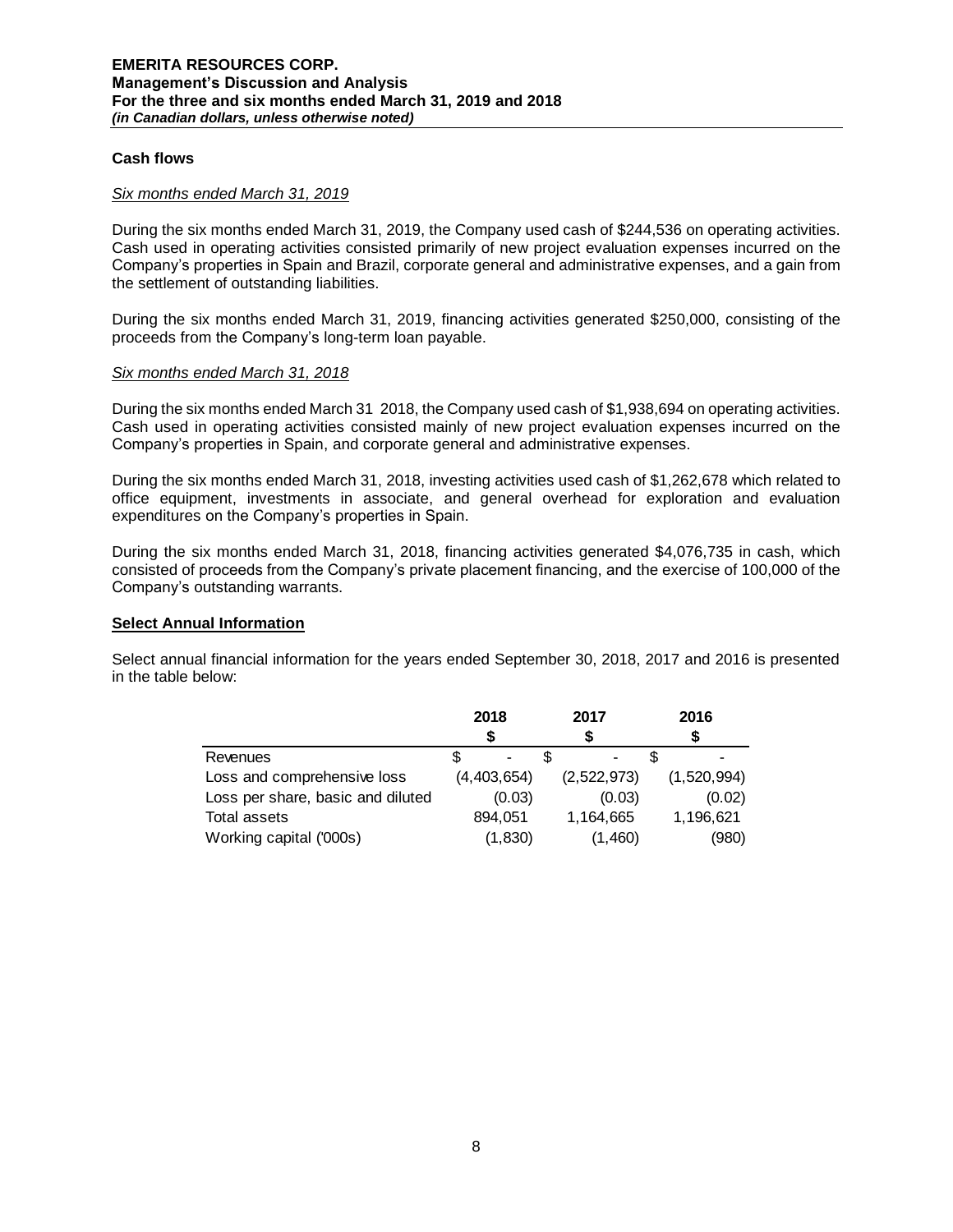## Cash flows

*Six months ended March 31, 2019*

During the six months ended March 31, 2019, the Company used cash of $244,536 on operating activities. Cash used in operating activities consisted primarily of new project evaluation expenses incurred on the Company's properties in Spain and Brazil, corporate general and administrative expenses, and a gain from the settlement of outstanding liabilities.

During the six months ended March 31, 2019, financing activities generated $250,000, consisting of the proceeds from the Company's long-term loan payable.

*Six months ended March 31, 2018*

During the six months ended March 31 2018, the Company used cash of $1,938,694 on operating activities. Cash used in operating activities consisted mainly of new project evaluation expenses incurred on the Company's properties in Spain, and corporate general and administrative expenses.

During the six months ended March 31, 2018, investing activities used cash of $1,262,678 which related to office equipment, investments in associate, and general overhead for exploration and evaluation expenditures on the Company's properties in Spain.

During the six months ended March 31, 2018, financing activities generated $4,076,735 in cash, which consisted of proceeds from the Company's private placement financing, and the exercise of 100,000 of the Company's outstanding warrants.

## Select Annual Information

Select annual financial information for the years ended September 30, 2018, 2017 and 2016 is presented in the table below:

| | 2018 | 2017 | 2016 |
|---|---|---|---|
| | $ | $ | $ |
| Revenues | $ - | $ - | $ - |
| Loss and comprehensive loss | (4,403,654) | (2,522,973) | (1,520,994) |
| Loss per share, basic and diluted | (0.03) | (0.03) | (0.02) |
| Total assets | 894,051 | 1,164,665 | 1,196,621 |
| Working capital ('000s) | (1,830) | (1,460) | (980) |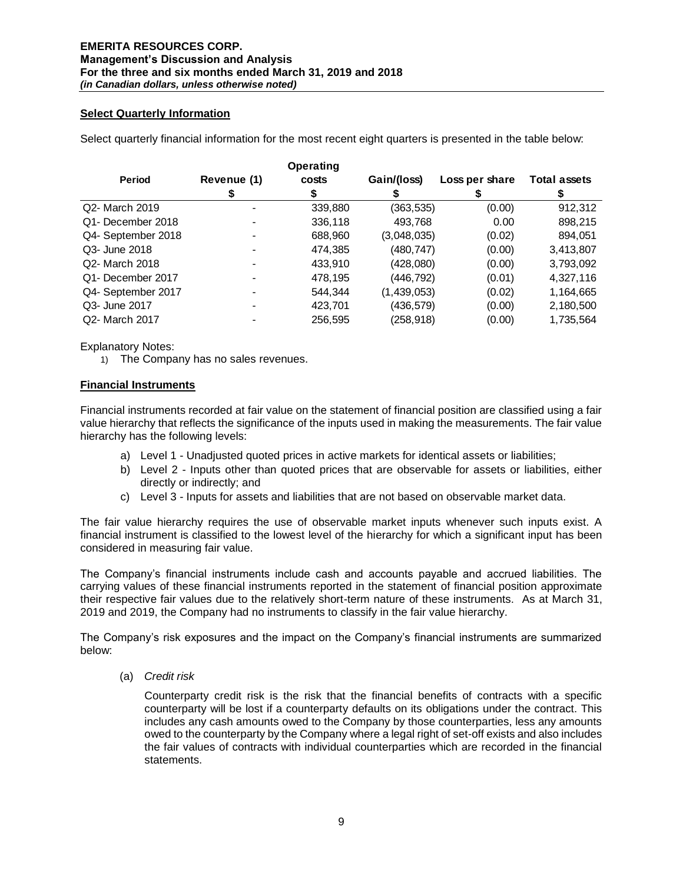### Select Quarterly Information

Select quarterly financial information for the most recent eight quarters is presented in the table below:

| Period | Revenue (1) | Operating costs | Gain/(loss) | Loss per share | Total assets |
|---|---|---|---|---|---|
| | $ | $ | $ | $ | $ |
| Q2- March 2019 | - | 339,880 | (363,535) | (0.00) | 912,312 |
| Q1- December 2018 | - | 336,118 | 493,768 | 0.00 | 898,215 |
| Q4- September 2018 | - | 688,960 | (3,048,035) | (0.02) | 894,051 |
| Q3- June 2018 | - | 474,385 | (480,747) | (0.00) | 3,413,807 |
| Q2- March 2018 | - | 433,910 | (428,080) | (0.00) | 3,793,092 |
| Q1- December 2017 | - | 478,195 | (446,792) | (0.01) | 4,327,116 |
| Q4- September 2017 | - | 544,344 | (1,439,053) | (0.02) | 1,164,665 |
| Q3- June 2017 | - | 423,701 | (436,579) | (0.00) | 2,180,500 |
| Q2- March 2017 | - | 256,595 | (258,918) | (0.00) | 1,735,564 |

Explanatory Notes:

1) The Company has no sales revenues.

### Financial Instruments

Financial instruments recorded at fair value on the statement of financial position are classified using a fair value hierarchy that reflects the significance of the inputs used in making the measurements. The fair value hierarchy has the following levels:

a) Level 1 - Unadjusted quoted prices in active markets for identical assets or liabilities;
b) Level 2 - Inputs other than quoted prices that are observable for assets or liabilities, either directly or indirectly; and
c) Level 3 - Inputs for assets and liabilities that are not based on observable market data.

The fair value hierarchy requires the use of observable market inputs whenever such inputs exist. A financial instrument is classified to the lowest level of the hierarchy for which a significant input has been considered in measuring fair value.

The Company's financial instruments include cash and accounts payable and accrued liabilities. The carrying values of these financial instruments reported in the statement of financial position approximate their respective fair values due to the relatively short-term nature of these instruments. As at March 31, 2019 and 2019, the Company had no instruments to classify in the fair value hierarchy.

The Company's risk exposures and the impact on the Company's financial instruments are summarized below:

(a) *Credit risk*

Counterparty credit risk is the risk that the financial benefits of contracts with a specific counterparty will be lost if a counterparty defaults on its obligations under the contract. This includes any cash amounts owed to the Company by those counterparties, less any amounts owed to the counterparty by the Company where a legal right of set-off exists and also includes the fair values of contracts with individual counterparties which are recorded in the financial statements.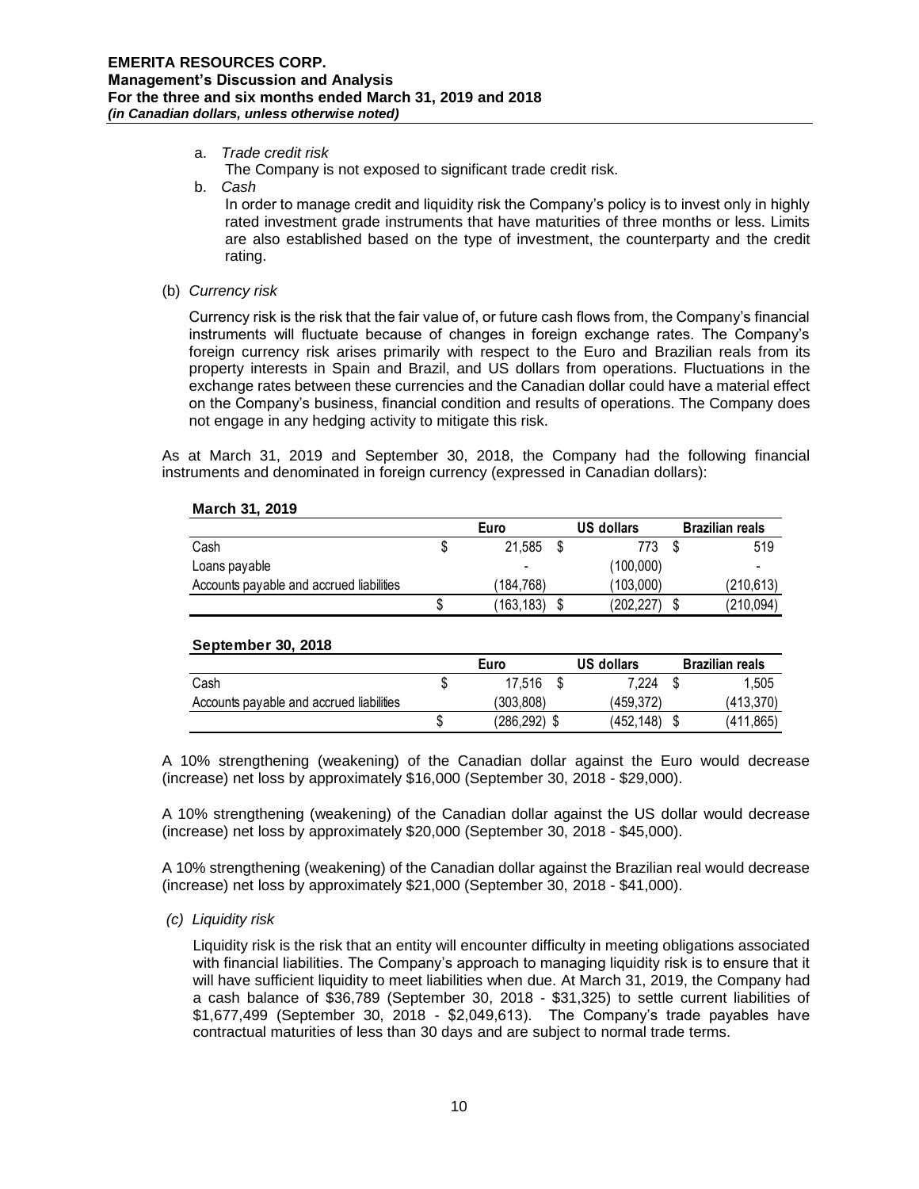a. *Trade credit risk*
   The Company is not exposed to significant trade credit risk.

b. *Cash*
   In order to manage credit and liquidity risk the Company's policy is to invest only in highly rated investment grade instruments that have maturities of three months or less. Limits are also established based on the type of investment, the counterparty and the credit rating.

(b) *Currency risk*

Currency risk is the risk that the fair value of, or future cash flows from, the Company's financial instruments will fluctuate because of changes in foreign exchange rates. The Company's foreign currency risk arises primarily with respect to the Euro and Brazilian reals from its property interests in Spain and Brazil, and US dollars from operations. Fluctuations in the exchange rates between these currencies and the Canadian dollar could have a material effect on the Company's business, financial condition and results of operations. The Company does not engage in any hedging activity to mitigate this risk.

As at March 31, 2019 and September 30, 2018, the Company had the following financial instruments and denominated in foreign currency (expressed in Canadian dollars):

**March 31, 2019**

| | Euro | US dollars | Brazilian reals |
|---|---|---|---|
| Cash | $ 21,585 | $ 773 | $ 519 |
| Loans payable | - | (100,000) | - |
| Accounts payable and accrued liabilities | (184,768) | (103,000) | (210,613) |
| | $ (163,183) | $ (202,227) | $ (210,094) |

**September 30, 2018**

| | Euro | US dollars | Brazilian reals |
|---|---|---|---|
| Cash | $ 17,516 | $ 7,224 | $ 1,505 |
| Accounts payable and accrued liabilities | (303,808) | (459,372) | (413,370) |
| | $ (286,292) | $ (452,148) | $ (411,865) |

A 10% strengthening (weakening) of the Canadian dollar against the Euro would decrease (increase) net loss by approximately $16,000 (September 30, 2018 - $29,000).

A 10% strengthening (weakening) of the Canadian dollar against the US dollar would decrease (increase) net loss by approximately $20,000 (September 30, 2018 - $45,000).

A 10% strengthening (weakening) of the Canadian dollar against the Brazilian real would decrease (increase) net loss by approximately $21,000 (September 30, 2018 - $41,000).

(c) *Liquidity risk*

Liquidity risk is the risk that an entity will encounter difficulty in meeting obligations associated with financial liabilities. The Company's approach to managing liquidity risk is to ensure that it will have sufficient liquidity to meet liabilities when due. At March 31, 2019, the Company had a cash balance of $36,789 (September 30, 2018 - $31,325) to settle current liabilities of $1,677,499 (September 30, 2018 - $2,049,613). The Company's trade payables have contractual maturities of less than 30 days and are subject to normal trade terms.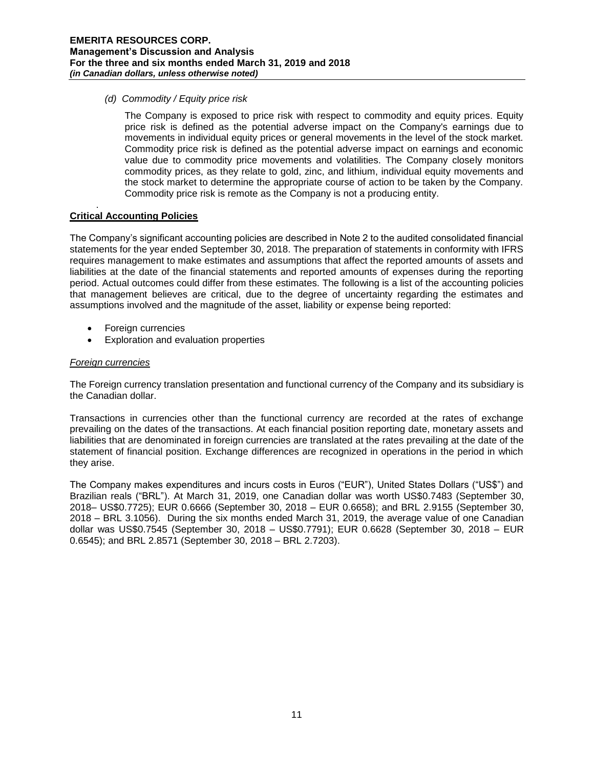*(d) Commodity / Equity price risk*

The Company is exposed to price risk with respect to commodity and equity prices. Equity price risk is defined as the potential adverse impact on the Company's earnings due to movements in individual equity prices or general movements in the level of the stock market. Commodity price risk is defined as the potential adverse impact on earnings and economic value due to commodity price movements and volatilities. The Company closely monitors commodity prices, as they relate to gold, zinc, and lithium, individual equity movements and the stock market to determine the appropriate course of action to be taken by the Company. Commodity price risk is remote as the Company is not a producing entity.

## Critical Accounting Policies

The Company's significant accounting policies are described in Note 2 to the audited consolidated financial statements for the year ended September 30, 2018. The preparation of statements in conformity with IFRS requires management to make estimates and assumptions that affect the reported amounts of assets and liabilities at the date of the financial statements and reported amounts of expenses during the reporting period. Actual outcomes could differ from these estimates. The following is a list of the accounting policies that management believes are critical, due to the degree of uncertainty regarding the estimates and assumptions involved and the magnitude of the asset, liability or expense being reported:

- Foreign currencies
- Exploration and evaluation properties

### *Foreign currencies*

The Foreign currency translation presentation and functional currency of the Company and its subsidiary is the Canadian dollar.

Transactions in currencies other than the functional currency are recorded at the rates of exchange prevailing on the dates of the transactions. At each financial position reporting date, monetary assets and liabilities that are denominated in foreign currencies are translated at the rates prevailing at the date of the statement of financial position. Exchange differences are recognized in operations in the period in which they arise.

The Company makes expenditures and incurs costs in Euros ("EUR"), United States Dollars ("US$") and Brazilian reals ("BRL"). At March 31, 2019, one Canadian dollar was worth US$0.7483 (September 30, 2018– US$0.7725); EUR 0.6666 (September 30, 2018 – EUR 0.6658); and BRL 2.9155 (September 30, 2018 – BRL 3.1056). During the six months ended March 31, 2019, the average value of one Canadian dollar was US$0.7545 (September 30, 2018 – US$0.7791); EUR 0.6628 (September 30, 2018 – EUR 0.6545); and BRL 2.8571 (September 30, 2018 – BRL 2.7203).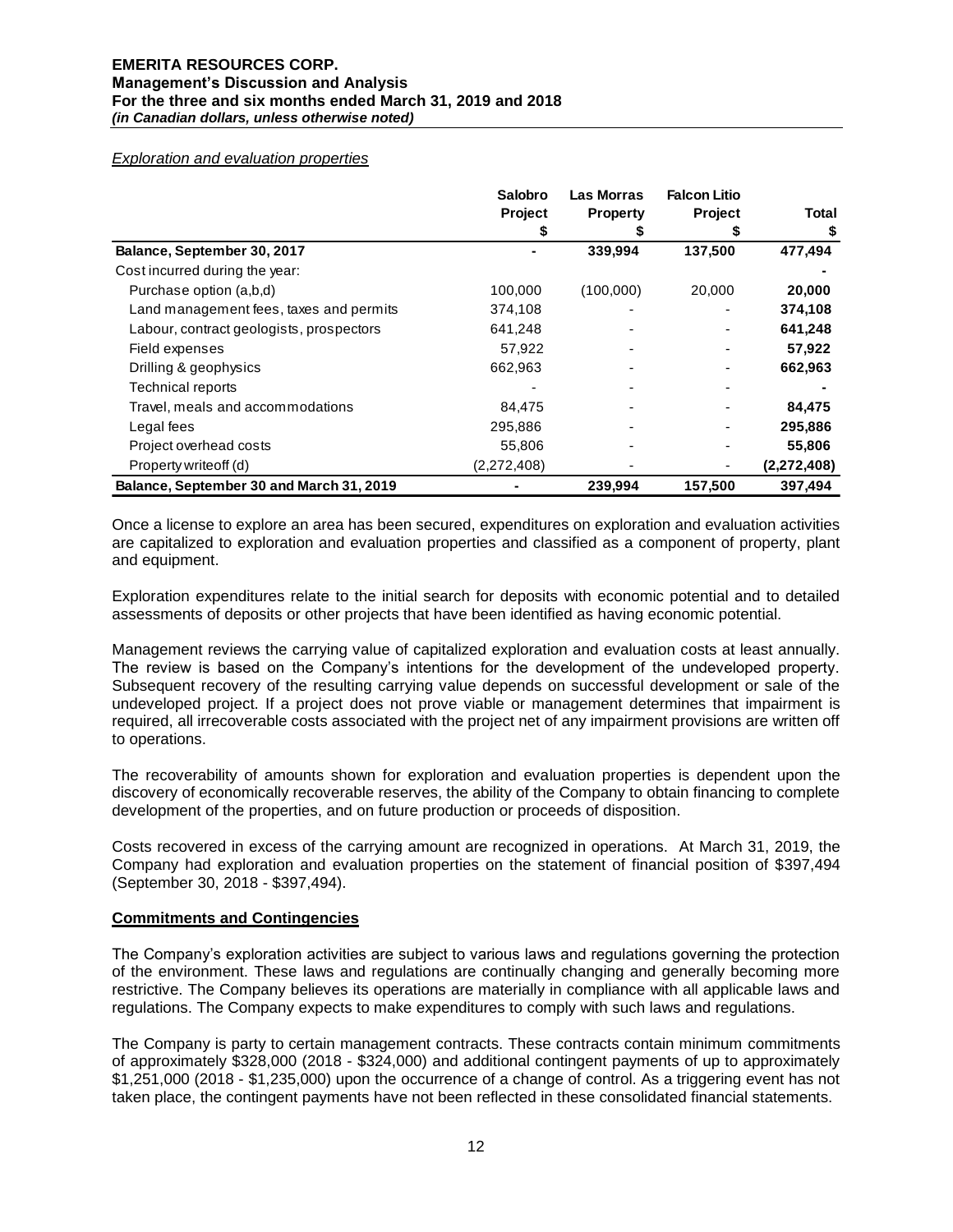*Exploration and evaluation properties*

| | Salobro Project $ | Las Morras Property $ | Falcon Litio Project $ | Total $ |
|---|---|---|---|---|
| **Balance, September 30, 2017** | - | **339,994** | **137,500** | **477,494** |
| Cost incurred during the year: | | | | **-** |
| Purchase option (a,b,d) | 100,000 | (100,000) | 20,000 | **20,000** |
| Land management fees, taxes and permits | 374,108 | - | - | **374,108** |
| Labour, contract geologists, prospectors | 641,248 | - | - | **641,248** |
| Field expenses | 57,922 | - | - | **57,922** |
| Drilling & geophysics | 662,963 | - | - | **662,963** |
| Technical reports | - | - | - | **-** |
| Travel, meals and accommodations | 84,475 | - | - | **84,475** |
| Legal fees | 295,886 | - | - | **295,886** |
| Project overhead costs | 55,806 | - | - | **55,806** |
| Property writeoff (d) | (2,272,408) | - | - | **(2,272,408)** |
| **Balance, September 30 and March 31, 2019** | - | **239,994** | **157,500** | **397,494** |

Once a license to explore an area has been secured, expenditures on exploration and evaluation activities are capitalized to exploration and evaluation properties and classified as a component of property, plant and equipment.

Exploration expenditures relate to the initial search for deposits with economic potential and to detailed assessments of deposits or other projects that have been identified as having economic potential.

Management reviews the carrying value of capitalized exploration and evaluation costs at least annually. The review is based on the Company's intentions for the development of the undeveloped property. Subsequent recovery of the resulting carrying value depends on successful development or sale of the undeveloped project. If a project does not prove viable or management determines that impairment is required, all irrecoverable costs associated with the project net of any impairment provisions are written off to operations.

The recoverability of amounts shown for exploration and evaluation properties is dependent upon the discovery of economically recoverable reserves, the ability of the Company to obtain financing to complete development of the properties, and on future production or proceeds of disposition.

Costs recovered in excess of the carrying amount are recognized in operations. At March 31, 2019, the Company had exploration and evaluation properties on the statement of financial position of $397,494 (September 30, 2018 - $397,494).

## Commitments and Contingencies

The Company's exploration activities are subject to various laws and regulations governing the protection of the environment. These laws and regulations are continually changing and generally becoming more restrictive. The Company believes its operations are materially in compliance with all applicable laws and regulations. The Company expects to make expenditures to comply with such laws and regulations.

The Company is party to certain management contracts. These contracts contain minimum commitments of approximately $328,000 (2018 - $324,000) and additional contingent payments of up to approximately $1,251,000 (2018 - $1,235,000) upon the occurrence of a change of control. As a triggering event has not taken place, the contingent payments have not been reflected in these consolidated financial statements.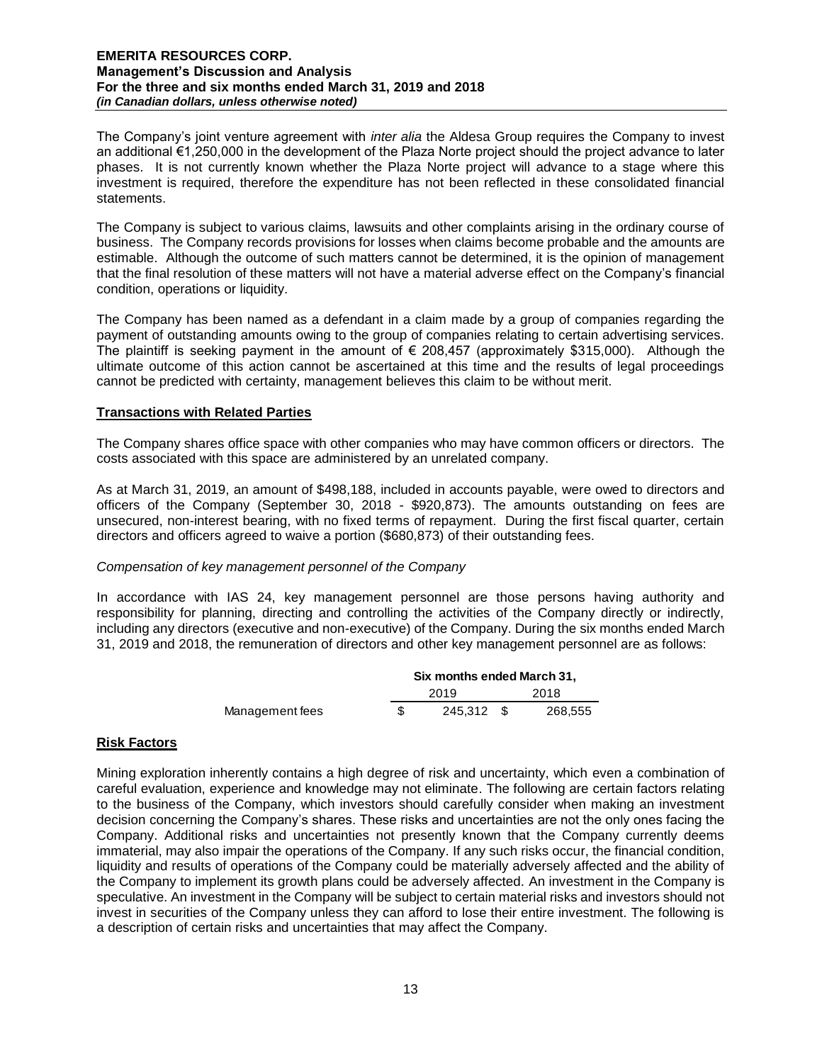The Company's joint venture agreement with *inter alia* the Aldesa Group requires the Company to invest an additional €1,250,000 in the development of the Plaza Norte project should the project advance to later phases. It is not currently known whether the Plaza Norte project will advance to a stage where this investment is required, therefore the expenditure has not been reflected in these consolidated financial statements.

The Company is subject to various claims, lawsuits and other complaints arising in the ordinary course of business. The Company records provisions for losses when claims become probable and the amounts are estimable. Although the outcome of such matters cannot be determined, it is the opinion of management that the final resolution of these matters will not have a material adverse effect on the Company's financial condition, operations or liquidity.

The Company has been named as a defendant in a claim made by a group of companies regarding the payment of outstanding amounts owing to the group of companies relating to certain advertising services. The plaintiff is seeking payment in the amount of € 208,457 (approximately $315,000). Although the ultimate outcome of this action cannot be ascertained at this time and the results of legal proceedings cannot be predicted with certainty, management believes this claim to be without merit.

## Transactions with Related Parties

The Company shares office space with other companies who may have common officers or directors. The costs associated with this space are administered by an unrelated company.

As at March 31, 2019, an amount of $498,188, included in accounts payable, were owed to directors and officers of the Company (September 30, 2018 - $920,873). The amounts outstanding on fees are unsecured, non-interest bearing, with no fixed terms of repayment. During the first fiscal quarter, certain directors and officers agreed to waive a portion ($680,873) of their outstanding fees.

*Compensation of key management personnel of the Company*

In accordance with IAS 24, key management personnel are those persons having authority and responsibility for planning, directing and controlling the activities of the Company directly or indirectly, including any directors (executive and non-executive) of the Company. During the six months ended March 31, 2019 and 2018, the remuneration of directors and other key management personnel are as follows:

| | Six months ended March 31, | |
|---|---|---|
| | 2019 | 2018 |
| Management fees | $ 245,312 | $ 268,555 |

## Risk Factors

Mining exploration inherently contains a high degree of risk and uncertainty, which even a combination of careful evaluation, experience and knowledge may not eliminate. The following are certain factors relating to the business of the Company, which investors should carefully consider when making an investment decision concerning the Company's shares. These risks and uncertainties are not the only ones facing the Company. Additional risks and uncertainties not presently known that the Company currently deems immaterial, may also impair the operations of the Company. If any such risks occur, the financial condition, liquidity and results of operations of the Company could be materially adversely affected and the ability of the Company to implement its growth plans could be adversely affected. An investment in the Company is speculative. An investment in the Company will be subject to certain material risks and investors should not invest in securities of the Company unless they can afford to lose their entire investment. The following is a description of certain risks and uncertainties that may affect the Company.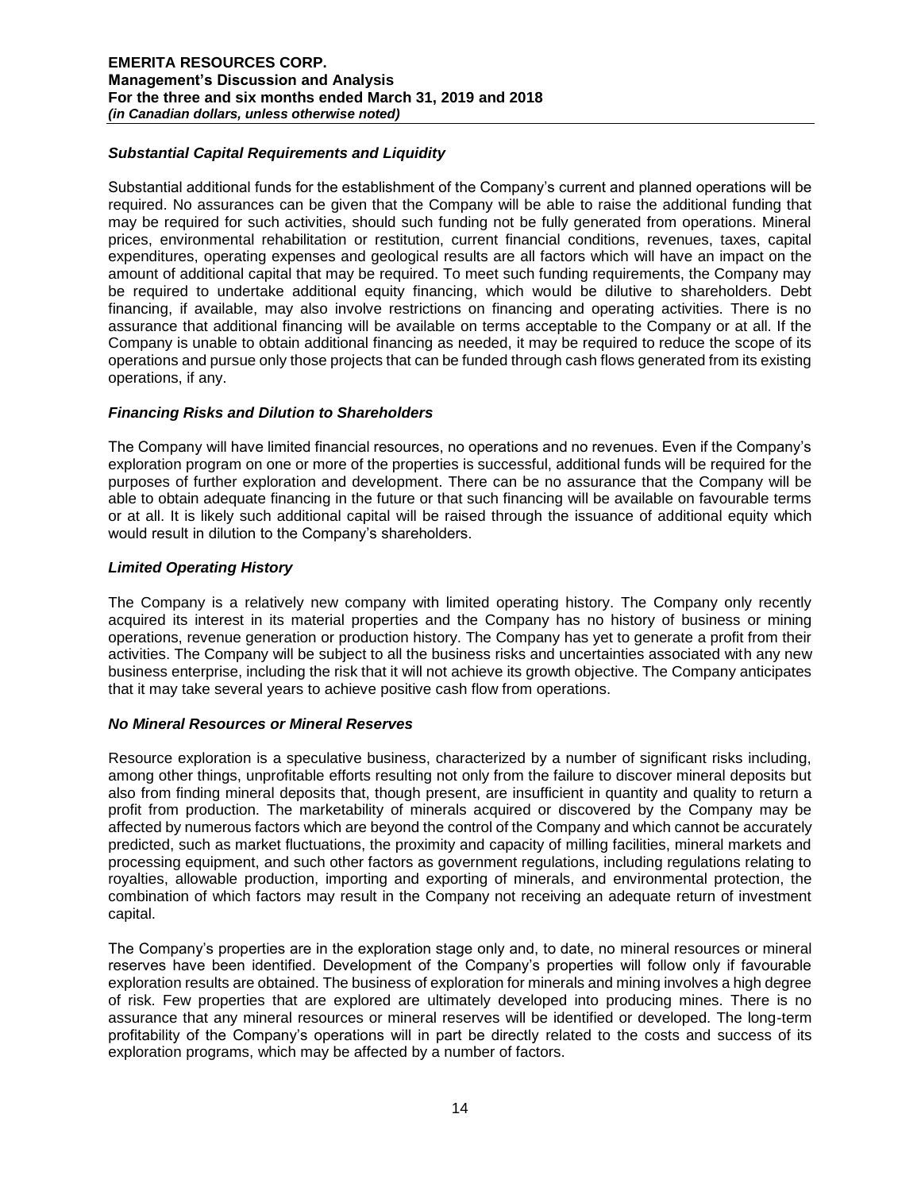### *Substantial Capital Requirements and Liquidity*

Substantial additional funds for the establishment of the Company's current and planned operations will be required. No assurances can be given that the Company will be able to raise the additional funding that may be required for such activities, should such funding not be fully generated from operations. Mineral prices, environmental rehabilitation or restitution, current financial conditions, revenues, taxes, capital expenditures, operating expenses and geological results are all factors which will have an impact on the amount of additional capital that may be required. To meet such funding requirements, the Company may be required to undertake additional equity financing, which would be dilutive to shareholders. Debt financing, if available, may also involve restrictions on financing and operating activities. There is no assurance that additional financing will be available on terms acceptable to the Company or at all. If the Company is unable to obtain additional financing as needed, it may be required to reduce the scope of its operations and pursue only those projects that can be funded through cash flows generated from its existing operations, if any.

### *Financing Risks and Dilution to Shareholders*

The Company will have limited financial resources, no operations and no revenues. Even if the Company's exploration program on one or more of the properties is successful, additional funds will be required for the purposes of further exploration and development. There can be no assurance that the Company will be able to obtain adequate financing in the future or that such financing will be available on favourable terms or at all. It is likely such additional capital will be raised through the issuance of additional equity which would result in dilution to the Company's shareholders.

### *Limited Operating History*

The Company is a relatively new company with limited operating history. The Company only recently acquired its interest in its material properties and the Company has no history of business or mining operations, revenue generation or production history. The Company has yet to generate a profit from their activities. The Company will be subject to all the business risks and uncertainties associated with any new business enterprise, including the risk that it will not achieve its growth objective. The Company anticipates that it may take several years to achieve positive cash flow from operations.

### *No Mineral Resources or Mineral Reserves*

Resource exploration is a speculative business, characterized by a number of significant risks including, among other things, unprofitable efforts resulting not only from the failure to discover mineral deposits but also from finding mineral deposits that, though present, are insufficient in quantity and quality to return a profit from production. The marketability of minerals acquired or discovered by the Company may be affected by numerous factors which are beyond the control of the Company and which cannot be accurately predicted, such as market fluctuations, the proximity and capacity of milling facilities, mineral markets and processing equipment, and such other factors as government regulations, including regulations relating to royalties, allowable production, importing and exporting of minerals, and environmental protection, the combination of which factors may result in the Company not receiving an adequate return of investment capital.

The Company's properties are in the exploration stage only and, to date, no mineral resources or mineral reserves have been identified. Development of the Company's properties will follow only if favourable exploration results are obtained. The business of exploration for minerals and mining involves a high degree of risk. Few properties that are explored are ultimately developed into producing mines. There is no assurance that any mineral resources or mineral reserves will be identified or developed. The long-term profitability of the Company's operations will in part be directly related to the costs and success of its exploration programs, which may be affected by a number of factors.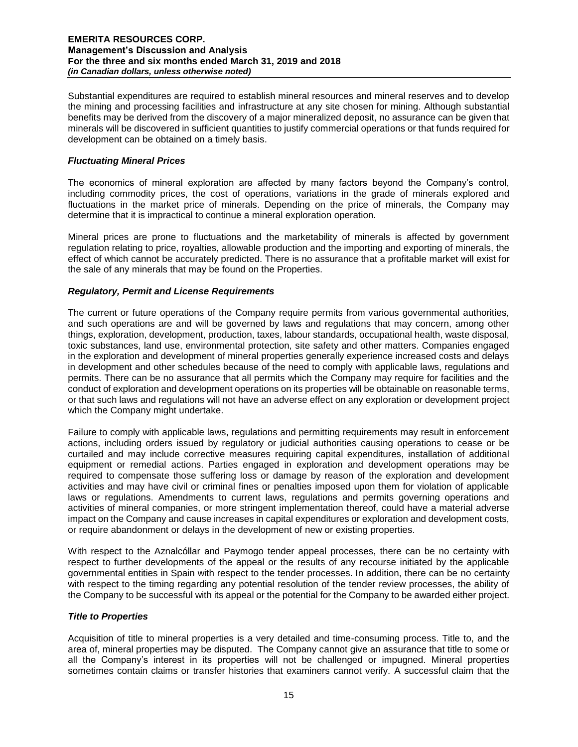Substantial expenditures are required to establish mineral resources and mineral reserves and to develop the mining and processing facilities and infrastructure at any site chosen for mining. Although substantial benefits may be derived from the discovery of a major mineralized deposit, no assurance can be given that minerals will be discovered in sufficient quantities to justify commercial operations or that funds required for development can be obtained on a timely basis.

### *Fluctuating Mineral Prices*

The economics of mineral exploration are affected by many factors beyond the Company's control, including commodity prices, the cost of operations, variations in the grade of minerals explored and fluctuations in the market price of minerals. Depending on the price of minerals, the Company may determine that it is impractical to continue a mineral exploration operation.

Mineral prices are prone to fluctuations and the marketability of minerals is affected by government regulation relating to price, royalties, allowable production and the importing and exporting of minerals, the effect of which cannot be accurately predicted. There is no assurance that a profitable market will exist for the sale of any minerals that may be found on the Properties.

### *Regulatory, Permit and License Requirements*

The current or future operations of the Company require permits from various governmental authorities, and such operations are and will be governed by laws and regulations that may concern, among other things, exploration, development, production, taxes, labour standards, occupational health, waste disposal, toxic substances, land use, environmental protection, site safety and other matters. Companies engaged in the exploration and development of mineral properties generally experience increased costs and delays in development and other schedules because of the need to comply with applicable laws, regulations and permits. There can be no assurance that all permits which the Company may require for facilities and the conduct of exploration and development operations on its properties will be obtainable on reasonable terms, or that such laws and regulations will not have an adverse effect on any exploration or development project which the Company might undertake.

Failure to comply with applicable laws, regulations and permitting requirements may result in enforcement actions, including orders issued by regulatory or judicial authorities causing operations to cease or be curtailed and may include corrective measures requiring capital expenditures, installation of additional equipment or remedial actions. Parties engaged in exploration and development operations may be required to compensate those suffering loss or damage by reason of the exploration and development activities and may have civil or criminal fines or penalties imposed upon them for violation of applicable laws or regulations. Amendments to current laws, regulations and permits governing operations and activities of mineral companies, or more stringent implementation thereof, could have a material adverse impact on the Company and cause increases in capital expenditures or exploration and development costs, or require abandonment or delays in the development of new or existing properties.

With respect to the Aznalcóllar and Paymogo tender appeal processes, there can be no certainty with respect to further developments of the appeal or the results of any recourse initiated by the applicable governmental entities in Spain with respect to the tender processes. In addition, there can be no certainty with respect to the timing regarding any potential resolution of the tender review processes, the ability of the Company to be successful with its appeal or the potential for the Company to be awarded either project.

### *Title to Properties*

Acquisition of title to mineral properties is a very detailed and time-consuming process. Title to, and the area of, mineral properties may be disputed. The Company cannot give an assurance that title to some or all the Company's interest in its properties will not be challenged or impugned. Mineral properties sometimes contain claims or transfer histories that examiners cannot verify. A successful claim that the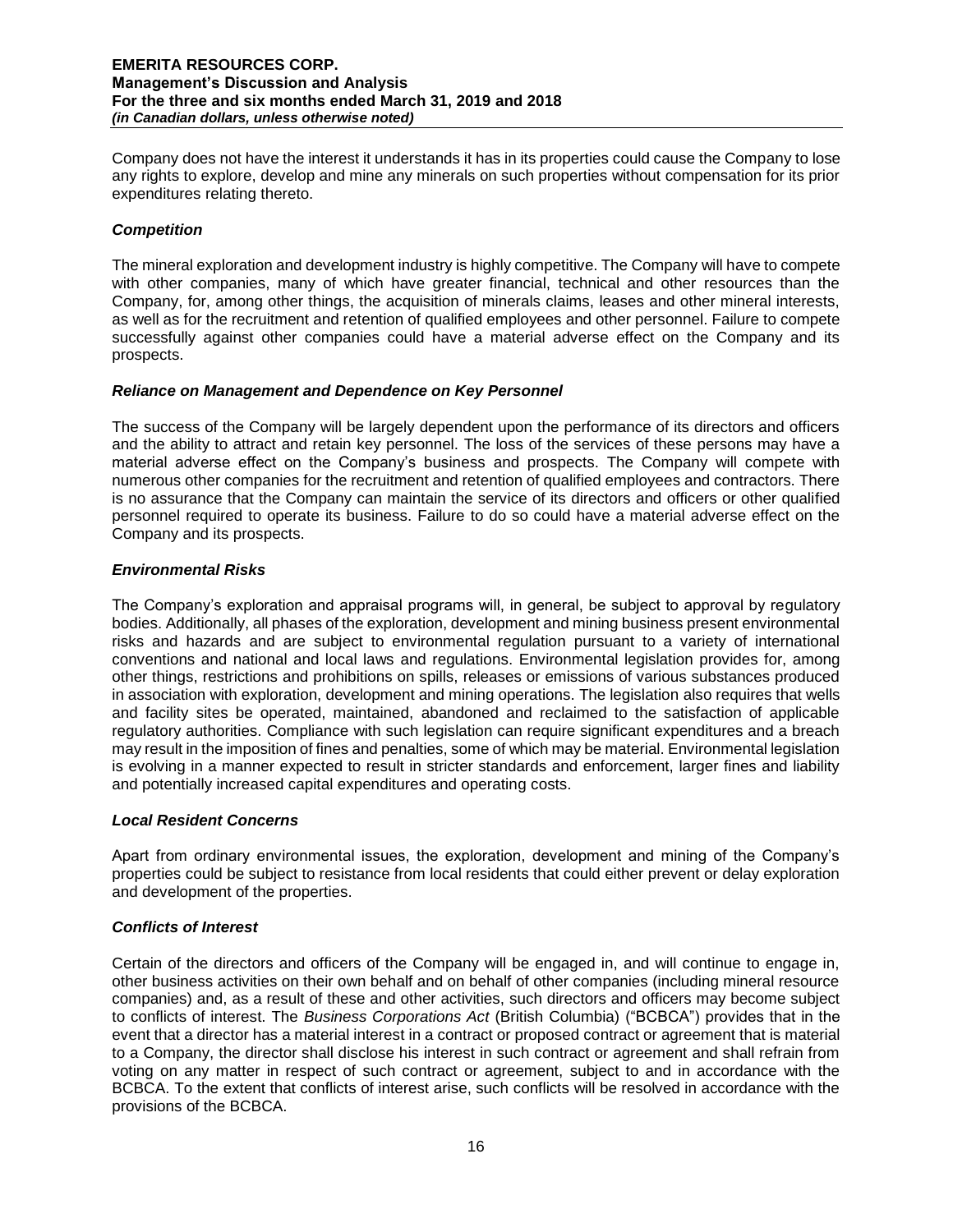Company does not have the interest it understands it has in its properties could cause the Company to lose any rights to explore, develop and mine any minerals on such properties without compensation for its prior expenditures relating thereto.

### *Competition*

The mineral exploration and development industry is highly competitive. The Company will have to compete with other companies, many of which have greater financial, technical and other resources than the Company, for, among other things, the acquisition of minerals claims, leases and other mineral interests, as well as for the recruitment and retention of qualified employees and other personnel. Failure to compete successfully against other companies could have a material adverse effect on the Company and its prospects.

### *Reliance on Management and Dependence on Key Personnel*

The success of the Company will be largely dependent upon the performance of its directors and officers and the ability to attract and retain key personnel. The loss of the services of these persons may have a material adverse effect on the Company's business and prospects. The Company will compete with numerous other companies for the recruitment and retention of qualified employees and contractors. There is no assurance that the Company can maintain the service of its directors and officers or other qualified personnel required to operate its business. Failure to do so could have a material adverse effect on the Company and its prospects.

### *Environmental Risks*

The Company's exploration and appraisal programs will, in general, be subject to approval by regulatory bodies. Additionally, all phases of the exploration, development and mining business present environmental risks and hazards and are subject to environmental regulation pursuant to a variety of international conventions and national and local laws and regulations. Environmental legislation provides for, among other things, restrictions and prohibitions on spills, releases or emissions of various substances produced in association with exploration, development and mining operations. The legislation also requires that wells and facility sites be operated, maintained, abandoned and reclaimed to the satisfaction of applicable regulatory authorities. Compliance with such legislation can require significant expenditures and a breach may result in the imposition of fines and penalties, some of which may be material. Environmental legislation is evolving in a manner expected to result in stricter standards and enforcement, larger fines and liability and potentially increased capital expenditures and operating costs.

### *Local Resident Concerns*

Apart from ordinary environmental issues, the exploration, development and mining of the Company's properties could be subject to resistance from local residents that could either prevent or delay exploration and development of the properties.

### *Conflicts of Interest*

Certain of the directors and officers of the Company will be engaged in, and will continue to engage in, other business activities on their own behalf and on behalf of other companies (including mineral resource companies) and, as a result of these and other activities, such directors and officers may become subject to conflicts of interest. The *Business Corporations Act* (British Columbia) ("BCBCA") provides that in the event that a director has a material interest in a contract or proposed contract or agreement that is material to a Company, the director shall disclose his interest in such contract or agreement and shall refrain from voting on any matter in respect of such contract or agreement, subject to and in accordance with the BCBCA. To the extent that conflicts of interest arise, such conflicts will be resolved in accordance with the provisions of the BCBCA.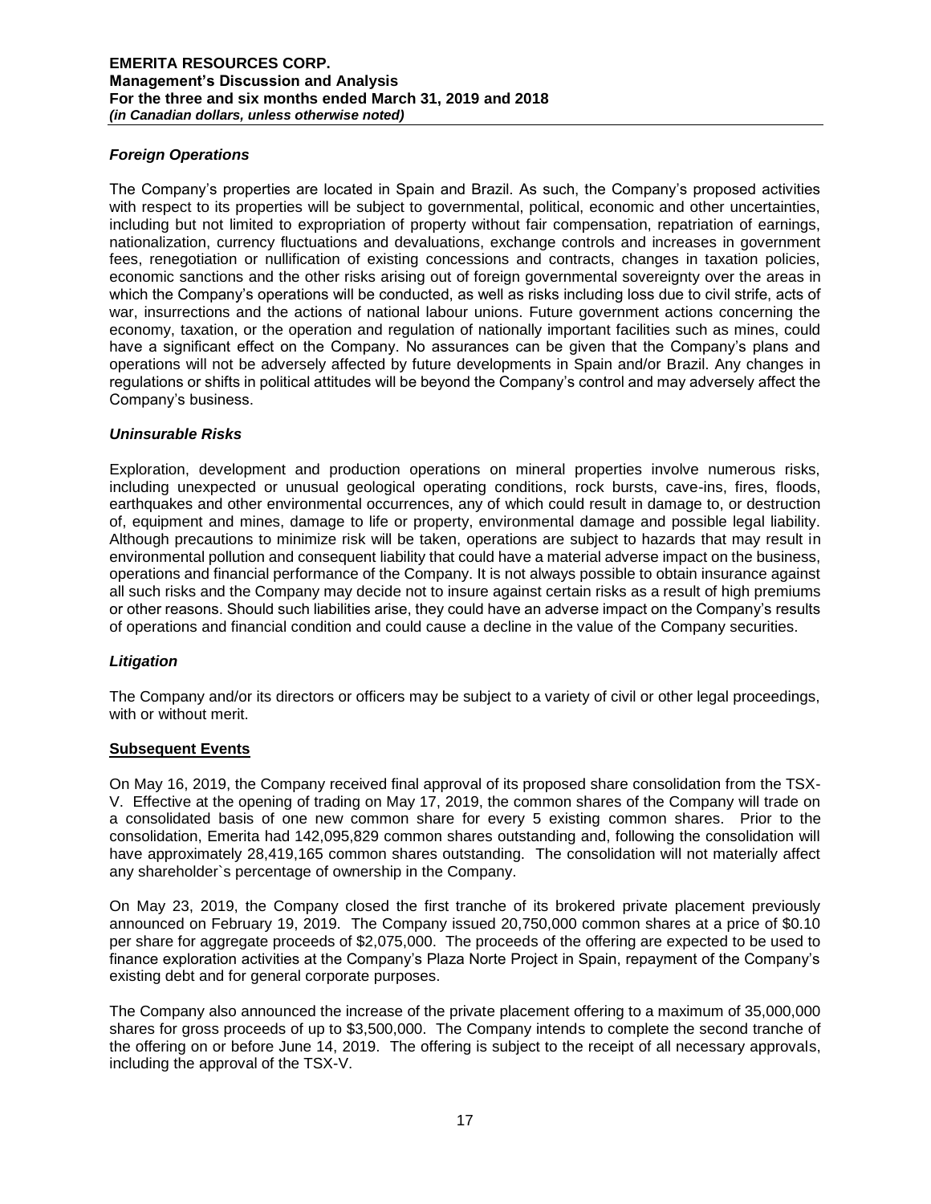### *Foreign Operations*

The Company's properties are located in Spain and Brazil. As such, the Company's proposed activities with respect to its properties will be subject to governmental, political, economic and other uncertainties, including but not limited to expropriation of property without fair compensation, repatriation of earnings, nationalization, currency fluctuations and devaluations, exchange controls and increases in government fees, renegotiation or nullification of existing concessions and contracts, changes in taxation policies, economic sanctions and the other risks arising out of foreign governmental sovereignty over the areas in which the Company's operations will be conducted, as well as risks including loss due to civil strife, acts of war, insurrections and the actions of national labour unions. Future government actions concerning the economy, taxation, or the operation and regulation of nationally important facilities such as mines, could have a significant effect on the Company. No assurances can be given that the Company's plans and operations will not be adversely affected by future developments in Spain and/or Brazil. Any changes in regulations or shifts in political attitudes will be beyond the Company's control and may adversely affect the Company's business.

### *Uninsurable Risks*

Exploration, development and production operations on mineral properties involve numerous risks, including unexpected or unusual geological operating conditions, rock bursts, cave-ins, fires, floods, earthquakes and other environmental occurrences, any of which could result in damage to, or destruction of, equipment and mines, damage to life or property, environmental damage and possible legal liability. Although precautions to minimize risk will be taken, operations are subject to hazards that may result in environmental pollution and consequent liability that could have a material adverse impact on the business, operations and financial performance of the Company. It is not always possible to obtain insurance against all such risks and the Company may decide not to insure against certain risks as a result of high premiums or other reasons. Should such liabilities arise, they could have an adverse impact on the Company's results of operations and financial condition and could cause a decline in the value of the Company securities.

### *Litigation*

The Company and/or its directors or officers may be subject to a variety of civil or other legal proceedings, with or without merit.

## Subsequent Events

On May 16, 2019, the Company received final approval of its proposed share consolidation from the TSX-V. Effective at the opening of trading on May 17, 2019, the common shares of the Company will trade on a consolidated basis of one new common share for every 5 existing common shares. Prior to the consolidation, Emerita had 142,095,829 common shares outstanding and, following the consolidation will have approximately 28,419,165 common shares outstanding. The consolidation will not materially affect any shareholder`s percentage of ownership in the Company.

On May 23, 2019, the Company closed the first tranche of its brokered private placement previously announced on February 19, 2019. The Company issued 20,750,000 common shares at a price of $0.10 per share for aggregate proceeds of $2,075,000. The proceeds of the offering are expected to be used to finance exploration activities at the Company's Plaza Norte Project in Spain, repayment of the Company's existing debt and for general corporate purposes.

The Company also announced the increase of the private placement offering to a maximum of 35,000,000 shares for gross proceeds of up to $3,500,000. The Company intends to complete the second tranche of the offering on or before June 14, 2019. The offering is subject to the receipt of all necessary approvals, including the approval of the TSX-V.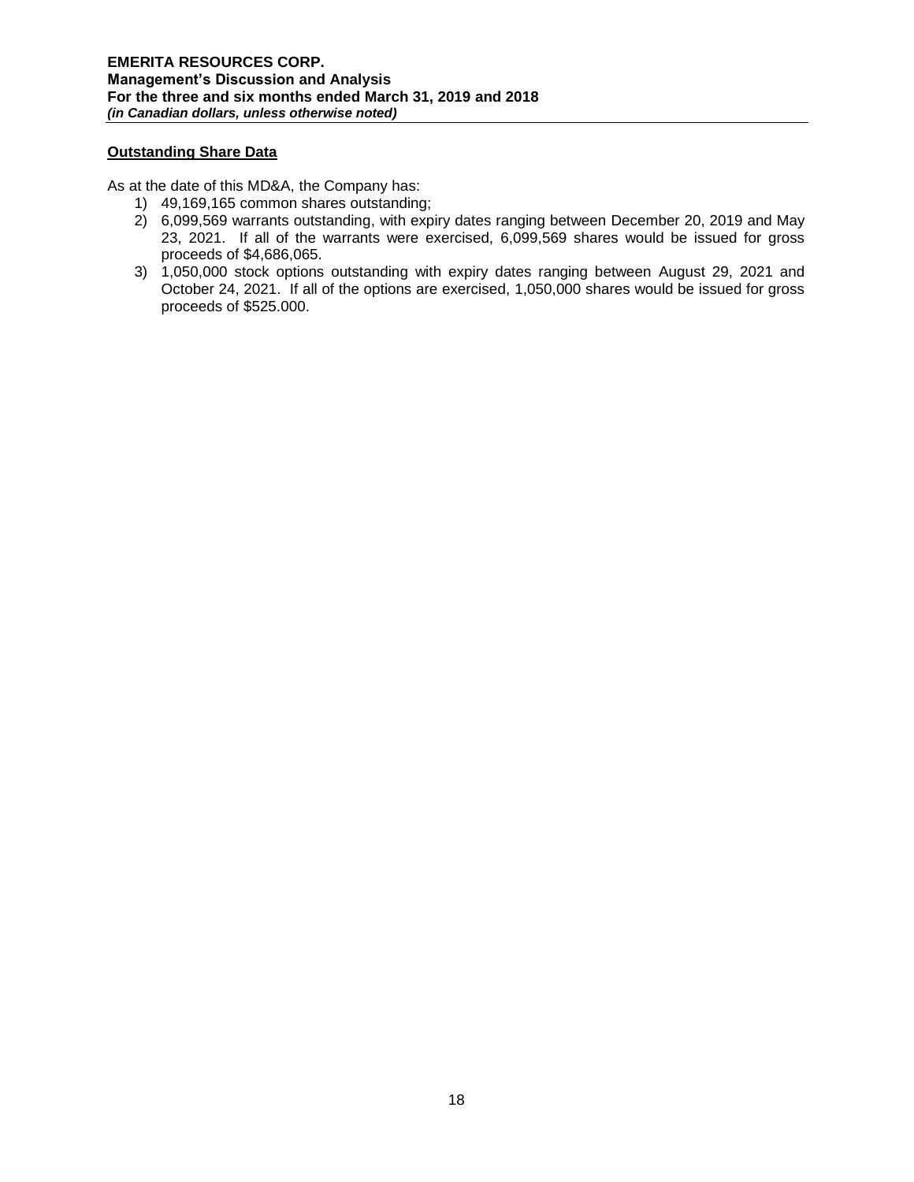## Outstanding Share Data

As at the date of this MD&A, the Company has:

1) 49,169,165 common shares outstanding;
2) 6,099,569 warrants outstanding, with expiry dates ranging between December 20, 2019 and May 23, 2021. If all of the warrants were exercised, 6,099,569 shares would be issued for gross proceeds of $4,686,065.
3) 1,050,000 stock options outstanding with expiry dates ranging between August 29, 2021 and October 24, 2021. If all of the options are exercised, 1,050,000 shares would be issued for gross proceeds of $525.000.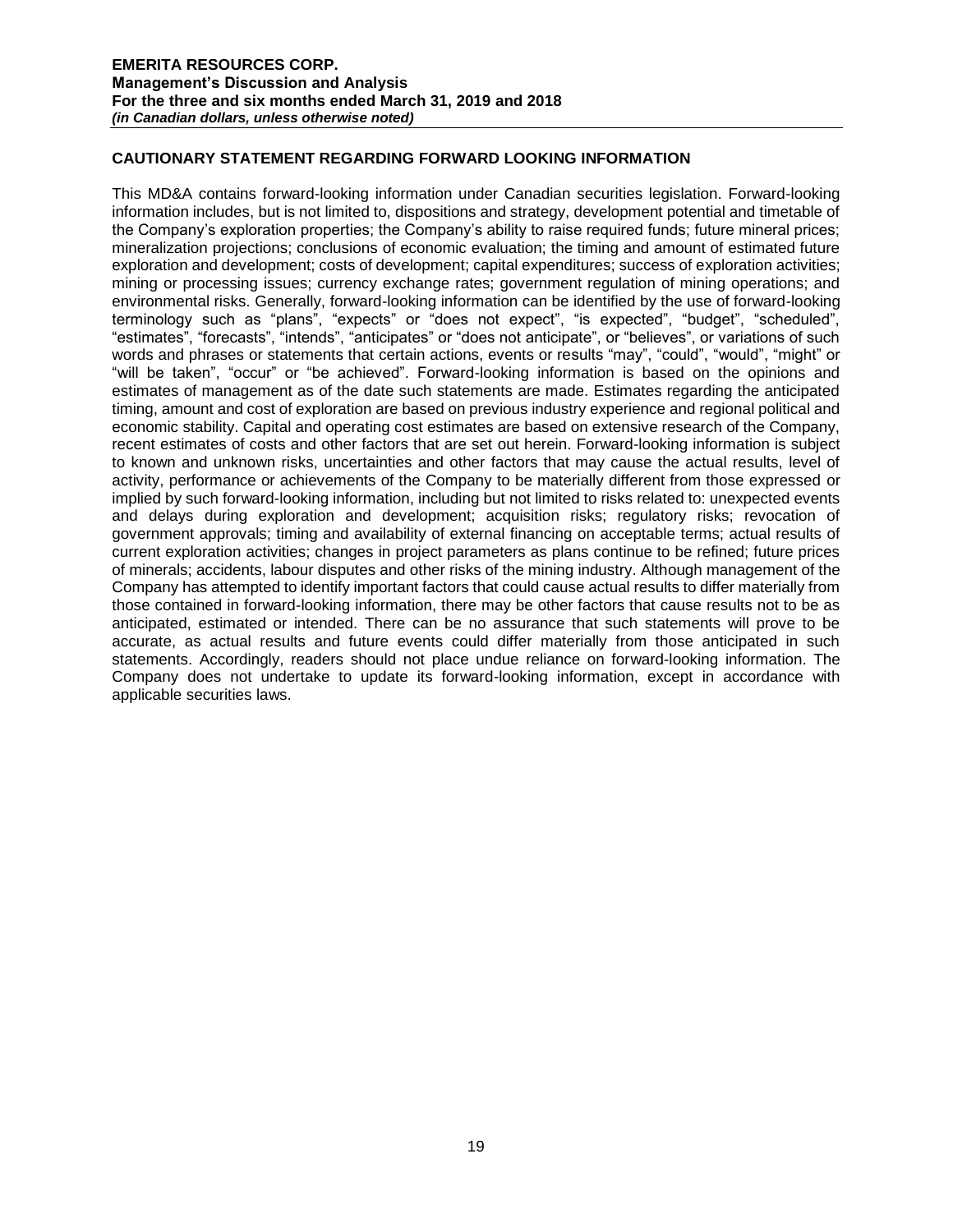## CAUTIONARY STATEMENT REGARDING FORWARD LOOKING INFORMATION

This MD&A contains forward-looking information under Canadian securities legislation. Forward-looking information includes, but is not limited to, dispositions and strategy, development potential and timetable of the Company's exploration properties; the Company's ability to raise required funds; future mineral prices; mineralization projections; conclusions of economic evaluation; the timing and amount of estimated future exploration and development; costs of development; capital expenditures; success of exploration activities; mining or processing issues; currency exchange rates; government regulation of mining operations; and environmental risks. Generally, forward-looking information can be identified by the use of forward-looking terminology such as "plans", "expects" or "does not expect", "is expected", "budget", "scheduled", "estimates", "forecasts", "intends", "anticipates" or "does not anticipate", or "believes", or variations of such words and phrases or statements that certain actions, events or results "may", "could", "would", "might" or "will be taken", "occur" or "be achieved". Forward-looking information is based on the opinions and estimates of management as of the date such statements are made. Estimates regarding the anticipated timing, amount and cost of exploration are based on previous industry experience and regional political and economic stability. Capital and operating cost estimates are based on extensive research of the Company, recent estimates of costs and other factors that are set out herein. Forward-looking information is subject to known and unknown risks, uncertainties and other factors that may cause the actual results, level of activity, performance or achievements of the Company to be materially different from those expressed or implied by such forward-looking information, including but not limited to risks related to: unexpected events and delays during exploration and development; acquisition risks; regulatory risks; revocation of government approvals; timing and availability of external financing on acceptable terms; actual results of current exploration activities; changes in project parameters as plans continue to be refined; future prices of minerals; accidents, labour disputes and other risks of the mining industry. Although management of the Company has attempted to identify important factors that could cause actual results to differ materially from those contained in forward-looking information, there may be other factors that cause results not to be as anticipated, estimated or intended. There can be no assurance that such statements will prove to be accurate, as actual results and future events could differ materially from those anticipated in such statements. Accordingly, readers should not place undue reliance on forward-looking information. The Company does not undertake to update its forward-looking information, except in accordance with applicable securities laws.